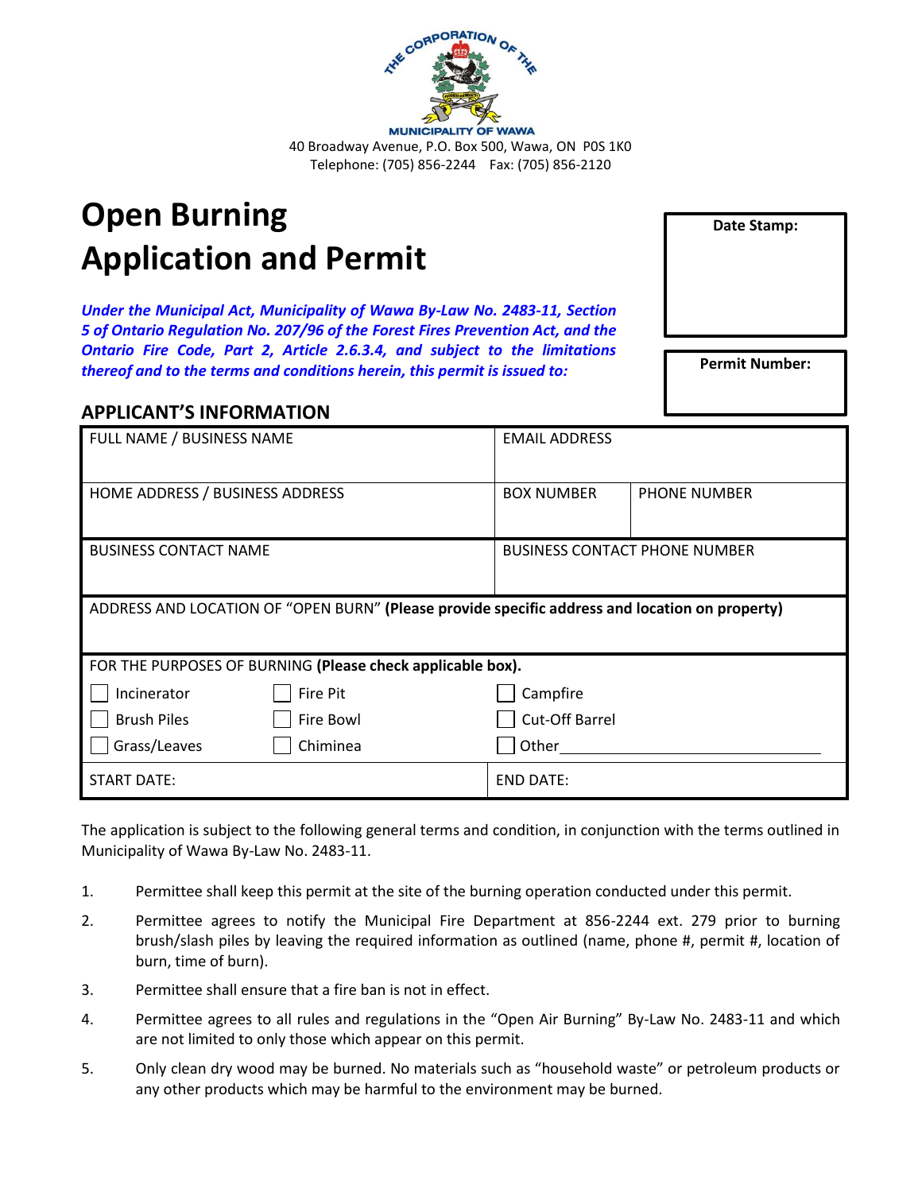THE CORPORATION OF THE MUNICIPALITY OF WAWA

40 Broadway Avenue, P.O. Box 500, Wawa, ON P0S 1K0
Telephone: (705) 856-2244 Fax: (705) 856-2120

# Open Burning Application and Permit

| Date Stamp: |
|---|
| |

| Permit Number: |
|---|
| |

***Under the Municipal Act, Municipality of Wawa By-Law No. 2483-11, Section 5 of Ontario Regulation No. 207/96 of the Forest Fires Prevention Act, and the Ontario Fire Code, Part 2, Article 2.6.3.4, and subject to the limitations thereof and to the terms and conditions herein, this permit is issued to:***

## APPLICANT'S INFORMATION

| FULL NAME / BUSINESS NAME | EMAIL ADDRESS | |
|---|---|---|
| HOME ADDRESS / BUSINESS ADDRESS | BOX NUMBER | PHONE NUMBER |
| BUSINESS CONTACT NAME | BUSINESS CONTACT PHONE NUMBER | |
| ADDRESS AND LOCATION OF "OPEN BURN" **(Please provide specific address and location on property)** | | |

FOR THE PURPOSES OF BURNING **(Please check applicable box).**

| | | |
|---|---|---|
| ☐ Incinerator | ☐ Fire Pit | ☐ Campfire |
| ☐ Brush Piles | ☐ Fire Bowl | ☐ Cut-Off Barrel |
| ☐ Grass/Leaves | ☐ Chiminea | ☐ Other\_\_\_\_\_\_\_\_\_\_\_\_\_\_\_\_\_\_\_\_ |

| START DATE: | END DATE: |
|---|---|

The application is subject to the following general terms and condition, in conjunction with the terms outlined in Municipality of Wawa By-Law No. 2483-11.

1. Permittee shall keep this permit at the site of the burning operation conducted under this permit.
2. Permittee agrees to notify the Municipal Fire Department at 856-2244 ext. 279 prior to burning brush/slash piles by leaving the required information as outlined (name, phone #, permit #, location of burn, time of burn).
3. Permittee shall ensure that a fire ban is not in effect.
4. Permittee agrees to all rules and regulations in the "Open Air Burning" By-Law No. 2483-11 and which are not limited to only those which appear on this permit.
5. Only clean dry wood may be burned. No materials such as "household waste" or petroleum products or any other products which may be harmful to the environment may be burned.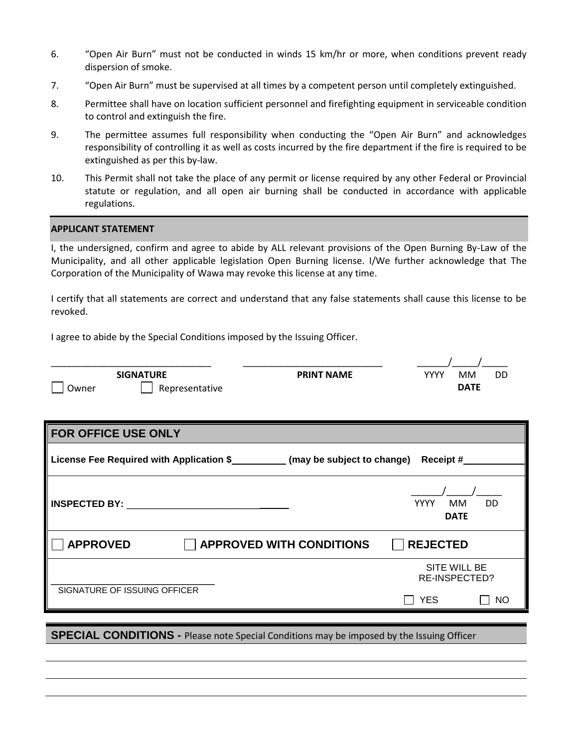6. "Open Air Burn" must not be conducted in winds 15 km/hr or more, when conditions prevent ready dispersion of smoke.
7. "Open Air Burn" must be supervised at all times by a competent person until completely extinguished.
8. Permittee shall have on location sufficient personnel and firefighting equipment in serviceable condition to control and extinguish the fire.
9. The permittee assumes full responsibility when conducting the "Open Air Burn" and acknowledges responsibility of controlling it as well as costs incurred by the fire department if the fire is required to be extinguished as per this by-law.
10. This Permit shall not take the place of any permit or license required by any other Federal or Provincial statute or regulation, and all open air burning shall be conducted in accordance with applicable regulations.

## APPLICANT STATEMENT

I, the undersigned, confirm and agree to abide by ALL relevant provisions of the Open Burning By-Law of the Municipality, and all other applicable legislation Open Burning license. I/We further acknowledge that The Corporation of the Municipality of Wawa may revoke this license at any time.

I certify that all statements are correct and understand that any false statements shall cause this license to be revoked.

I agree to abide by the Special Conditions imposed by the Issuing Officer.

| | | |
|---|---|---|
| ______________________________ | ______________________________ | ______/_____/_____ |
| **SIGNATURE** | **PRINT NAME** | YYYY MM DD |
| ☐ Owner ☐ Representative | | **DATE** |

## FOR OFFICE USE ONLY

**License Fee Required with Application $__________ (may be subject to change) Receipt #__________**

**INSPECTED BY:** ______________________________ ______/_____/_____ YYYY MM DD **DATE**

☐ **APPROVED** ☐ **APPROVED WITH CONDITIONS** ☐ **REJECTED**

______________________________
SIGNATURE OF ISSUING OFFICER

SITE WILL BE RE-INSPECTED?

☐ YES ☐ NO

## SPECIAL CONDITIONS - Please note Special Conditions may be imposed by the Issuing Officer

______________________________________________________________________________

______________________________________________________________________________

______________________________________________________________________________